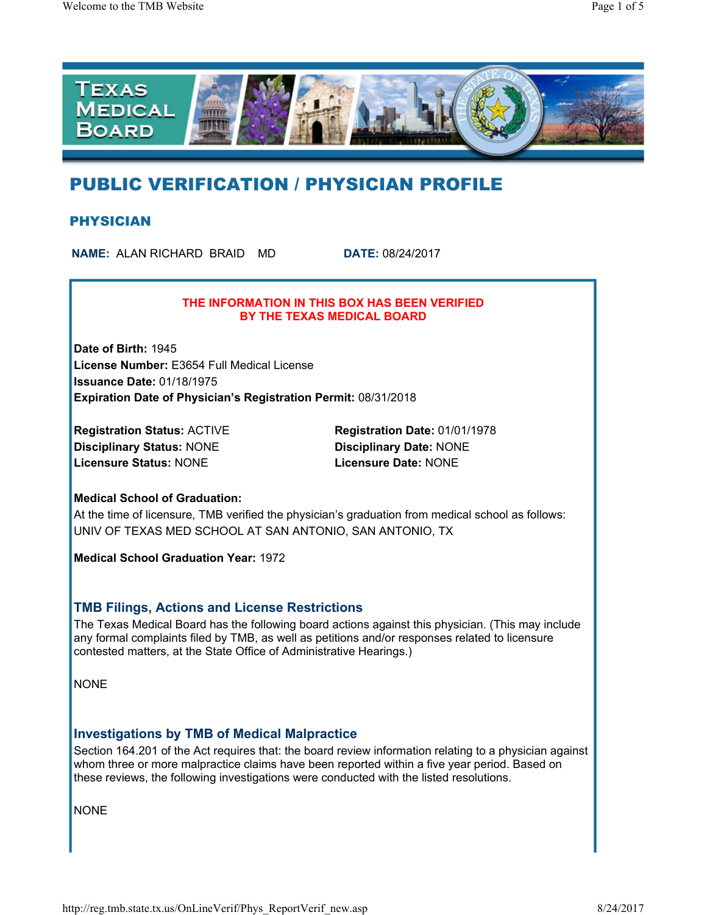# PUBLIC VERIFICATION / PHYSICIAN PROFILE

## PHYSICIAN

**NAME:** ALAN RICHARD BRAID MD **DATE:** 08/24/2017

**THE INFORMATION IN THIS BOX HAS BEEN VERIFIED BY THE TEXAS MEDICAL BOARD**

**Date of Birth:** 1945
**License Number:** E3654 Full Medical License
**Issuance Date:** 01/18/1975
**Expiration Date of Physician's Registration Permit:** 08/31/2018

**Registration Status:** ACTIVE
**Registration Date:** 01/01/1978
**Disciplinary Status:** NONE
**Disciplinary Date:** NONE
**Licensure Status:** NONE
**Licensure Date:** NONE

**Medical School of Graduation:**
At the time of licensure, TMB verified the physician's graduation from medical school as follows:
UNIV OF TEXAS MED SCHOOL AT SAN ANTONIO, SAN ANTONIO, TX

**Medical School Graduation Year:** 1972

### TMB Filings, Actions and License Restrictions

The Texas Medical Board has the following board actions against this physician. (This may include any formal complaints filed by TMB, as well as petitions and/or responses related to licensure contested matters, at the State Office of Administrative Hearings.)

NONE

### Investigations by TMB of Medical Malpractice

Section 164.201 of the Act requires that: the board review information relating to a physician against whom three or more malpractice claims have been reported within a five year period. Based on these reviews, the following investigations were conducted with the listed resolutions.

NONE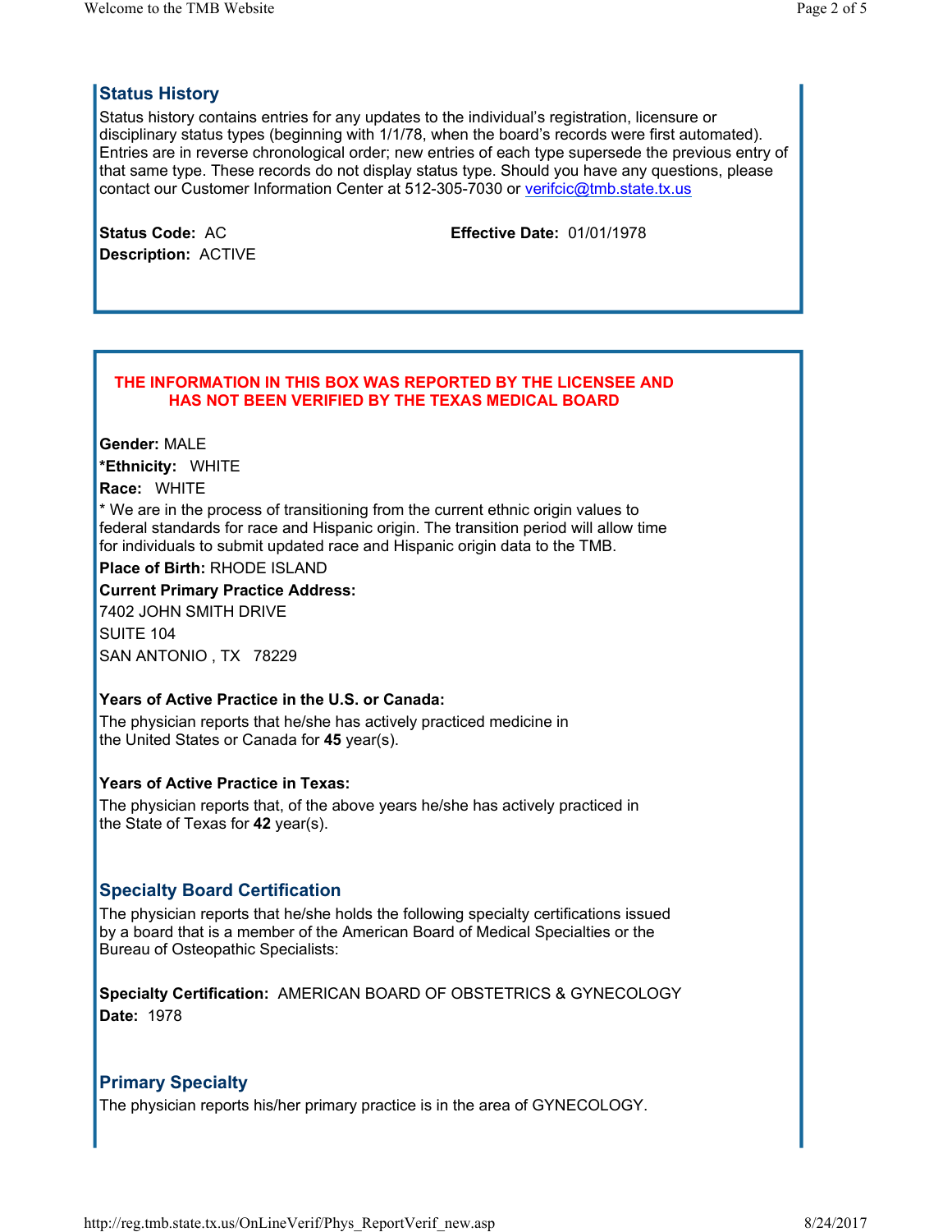## Status History

Status history contains entries for any updates to the individual's registration, licensure or disciplinary status types (beginning with 1/1/78, when the board's records were first automated). Entries are in reverse chronological order; new entries of each type supersede the previous entry of that same type. These records do not display status type. Should you have any questions, please contact our Customer Information Center at 512-305-7030 or verifcic@tmb.state.tx.us

**Status Code:** AC  **Effective Date:** 01/01/1978
**Description:** ACTIVE

**THE INFORMATION IN THIS BOX WAS REPORTED BY THE LICENSEE AND HAS NOT BEEN VERIFIED BY THE TEXAS MEDICAL BOARD**

**Gender:** MALE

***Ethnicity:** WHITE

**Race:** WHITE

* We are in the process of transitioning from the current ethnic origin values to federal standards for race and Hispanic origin. The transition period will allow time for individuals to submit updated race and Hispanic origin data to the TMB.

**Place of Birth:** RHODE ISLAND

**Current Primary Practice Address:**
7402 JOHN SMITH DRIVE
SUITE 104
SAN ANTONIO , TX 78229

**Years of Active Practice in the U.S. or Canada:**
The physician reports that he/she has actively practiced medicine in the United States or Canada for **45** year(s).

**Years of Active Practice in Texas:**
The physician reports that, of the above years he/she has actively practiced in the State of Texas for **42** year(s).

## Specialty Board Certification

The physician reports that he/she holds the following specialty certifications issued by a board that is a member of the American Board of Medical Specialties or the Bureau of Osteopathic Specialists:

**Specialty Certification:** AMERICAN BOARD OF OBSTETRICS & GYNECOLOGY
**Date:** 1978

## Primary Specialty

The physician reports his/her primary practice is in the area of GYNECOLOGY.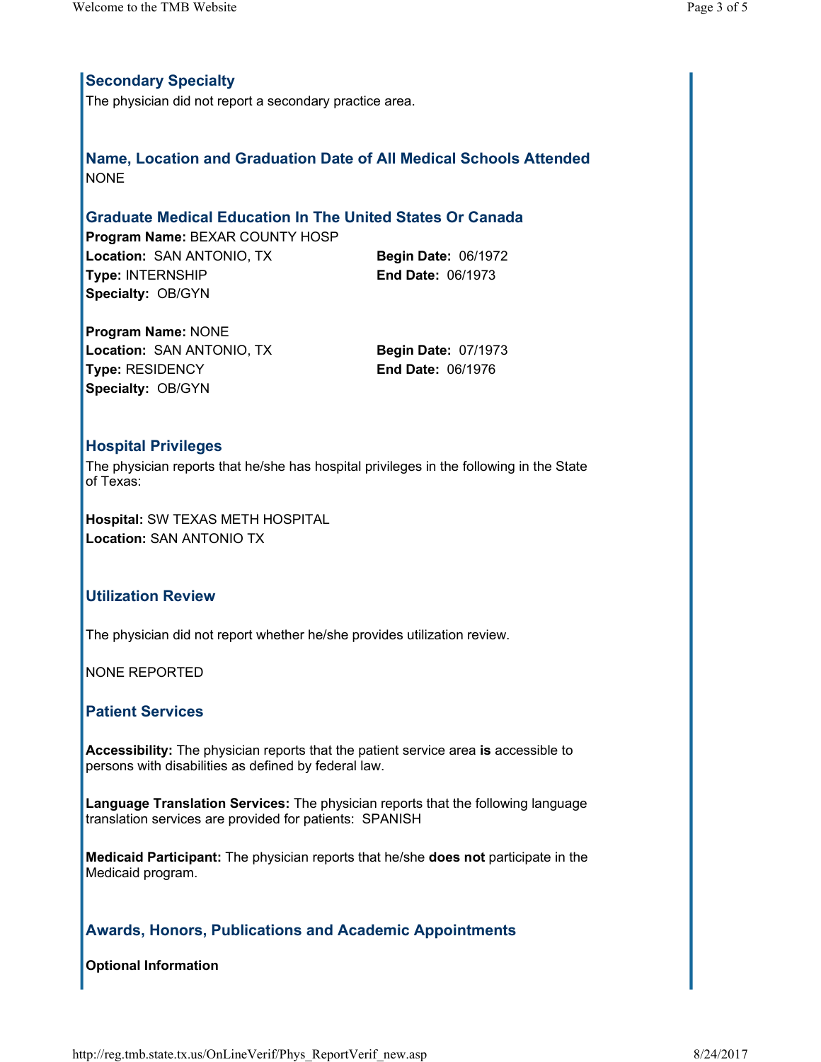## Secondary Specialty

The physician did not report a secondary practice area.

## Name, Location and Graduation Date of All Medical Schools Attended

NONE

## Graduate Medical Education In The United States Or Canada

**Program Name:** BEXAR COUNTY HOSP
**Location:** SAN ANTONIO, TX
**Begin Date:** 06/1972
**Type:** INTERNSHIP
**End Date:** 06/1973
**Specialty:** OB/GYN

**Program Name:** NONE
**Location:** SAN ANTONIO, TX
**Begin Date:** 07/1973
**Type:** RESIDENCY
**End Date:** 06/1976
**Specialty:** OB/GYN

## Hospital Privileges

The physician reports that he/she has hospital privileges in the following in the State of Texas:

**Hospital:** SW TEXAS METH HOSPITAL
**Location:** SAN ANTONIO TX

## Utilization Review

The physician did not report whether he/she provides utilization review.

NONE REPORTED

## Patient Services

**Accessibility:** The physician reports that the patient service area **is** accessible to persons with disabilities as defined by federal law.

**Language Translation Services:** The physician reports that the following language translation services are provided for patients: SPANISH

**Medicaid Participant:** The physician reports that he/she **does not** participate in the Medicaid program.

## Awards, Honors, Publications and Academic Appointments

**Optional Information**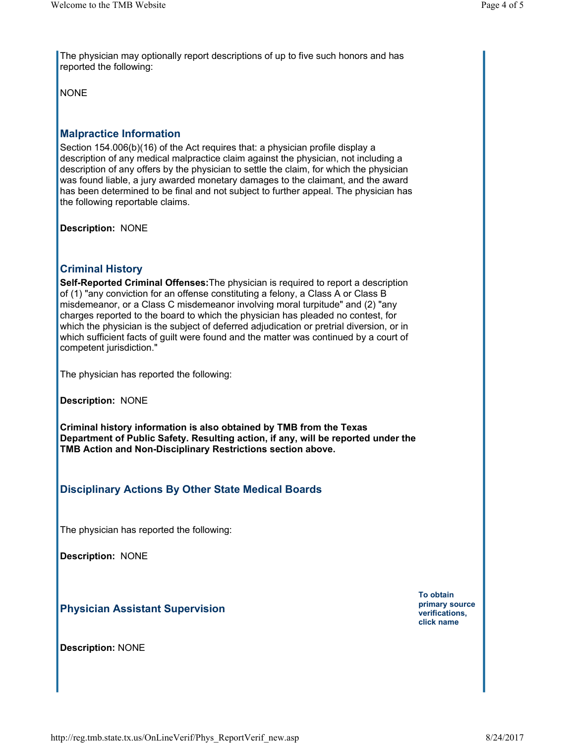The physician may optionally report descriptions of up to five such honors and has reported the following:

NONE

## Malpractice Information

Section 154.006(b)(16) of the Act requires that: a physician profile display a description of any medical malpractice claim against the physician, not including a description of any offers by the physician to settle the claim, for which the physician was found liable, a jury awarded monetary damages to the claimant, and the award has been determined to be final and not subject to further appeal. The physician has the following reportable claims.

**Description:** NONE

## Criminal History

**Self-Reported Criminal Offenses:** The physician is required to report a description of (1) "any conviction for an offense constituting a felony, a Class A or Class B misdemeanor, or a Class C misdemeanor involving moral turpitude" and (2) "any charges reported to the board to which the physician has pleaded no contest, for which the physician is the subject of deferred adjudication or pretrial diversion, or in which sufficient facts of guilt were found and the matter was continued by a court of competent jurisdiction."

The physician has reported the following:

**Description:** NONE

**Criminal history information is also obtained by TMB from the Texas Department of Public Safety. Resulting action, if any, will be reported under the TMB Action and Non-Disciplinary Restrictions section above.**

## Disciplinary Actions By Other State Medical Boards

The physician has reported the following:

**Description:** NONE

## Physician Assistant Supervision

**To obtain primary source verifications, click name**

**Description:** NONE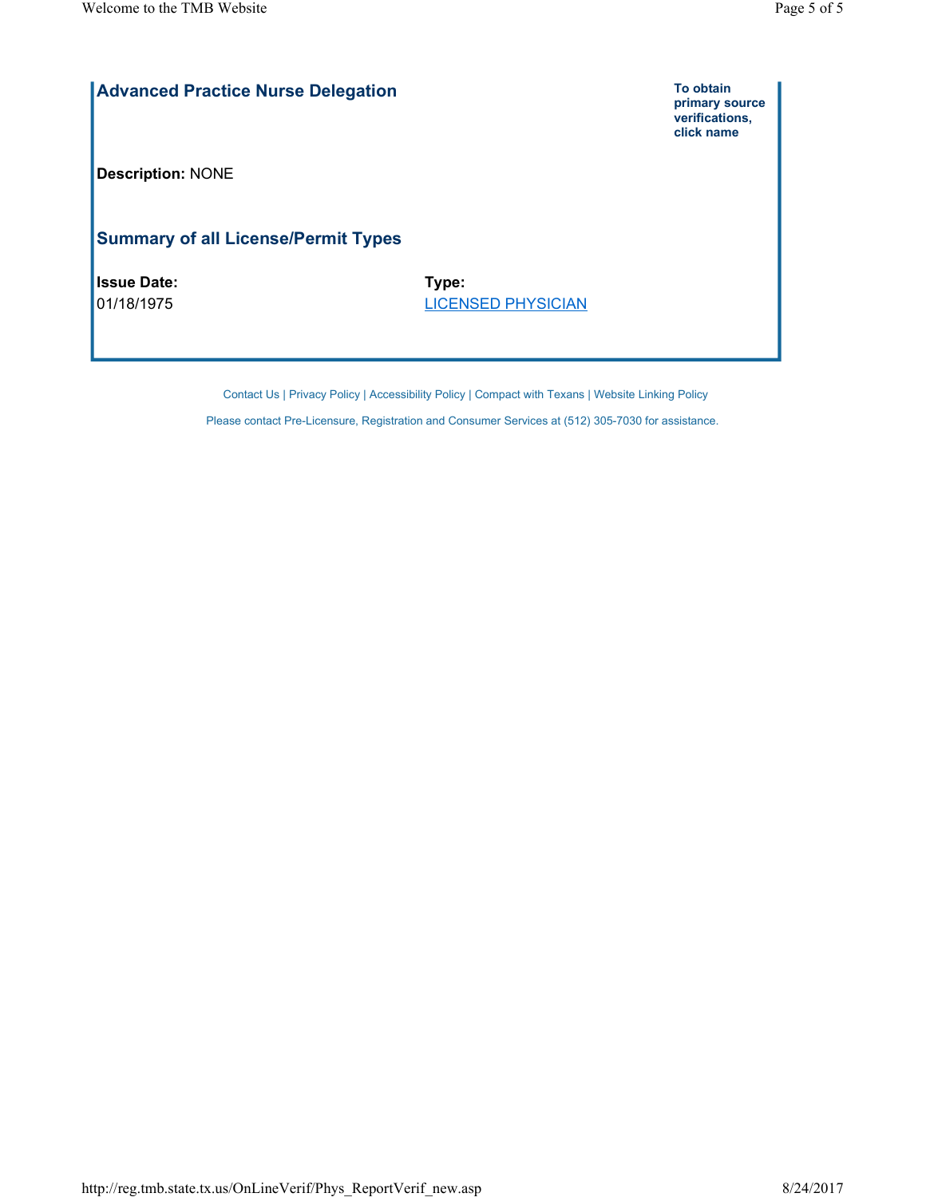## Advanced Practice Nurse Delegation

**To obtain primary source verifications, click name**

**Description:** NONE

## Summary of all License/Permit Types

| Issue Date: | Type: |
| --- | --- |
| 01/18/1975 | LICENSED PHYSICIAN |

Contact Us | Privacy Policy | Accessibility Policy | Compact with Texans | Website Linking Policy

Please contact Pre-Licensure, Registration and Consumer Services at (512) 305-7030 for assistance.